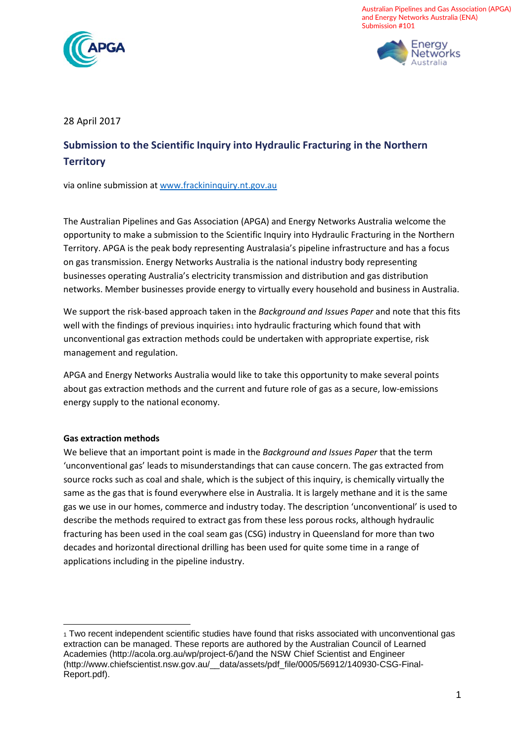Australian Pipelines and Gas Association (APGA) and Energy Networks Australia (ENA) Submission #101

28 April 2017

## Submission to the Scientific Inquiry into Hydraulic Fracturing in the Northern Territory

via online submission at www.frackininquiry.nt.gov.au

The Australian Pipelines and Gas Association (APGA) and Energy Networks Australia welcome the opportunity to make a submission to the Scientific Inquiry into Hydraulic Fracturing in the Northern Territory. APGA is the peak body representing Australasia's pipeline infrastructure and has a focus on gas transmission. Energy Networks Australia is the national industry body representing businesses operating Australia's electricity transmission and distribution and gas distribution networks. Member businesses provide energy to virtually every household and business in Australia.

We support the risk-based approach taken in the *Background and Issues Paper* and note that this fits well with the findings of previous inquiries[1] into hydraulic fracturing which found that with unconventional gas extraction methods could be undertaken with appropriate expertise, risk management and regulation.

APGA and Energy Networks Australia would like to take this opportunity to make several points about gas extraction methods and the current and future role of gas as a secure, low-emissions energy supply to the national economy.

**Gas extraction methods**

We believe that an important point is made in the *Background and Issues Paper* that the term 'unconventional gas' leads to misunderstandings that can cause concern. The gas extracted from source rocks such as coal and shale, which is the subject of this inquiry, is chemically virtually the same as the gas that is found everywhere else in Australia. It is largely methane and it is the same gas we use in our homes, commerce and industry today. The description 'unconventional' is used to describe the methods required to extract gas from these less porous rocks, although hydraulic fracturing has been used in the coal seam gas (CSG) industry in Queensland for more than two decades and horizontal directional drilling has been used for quite some time in a range of applications including in the pipeline industry.

---

[1] Two recent independent scientific studies have found that risks associated with unconventional gas extraction can be managed. These reports are authored by the Australian Council of Learned Academies (http://acola.org.au/wp/project-6/)and the NSW Chief Scientist and Engineer (http://www.chiefscientist.nsw.gov.au/__data/assets/pdf_file/0005/56912/140930-CSG-Final-Report.pdf).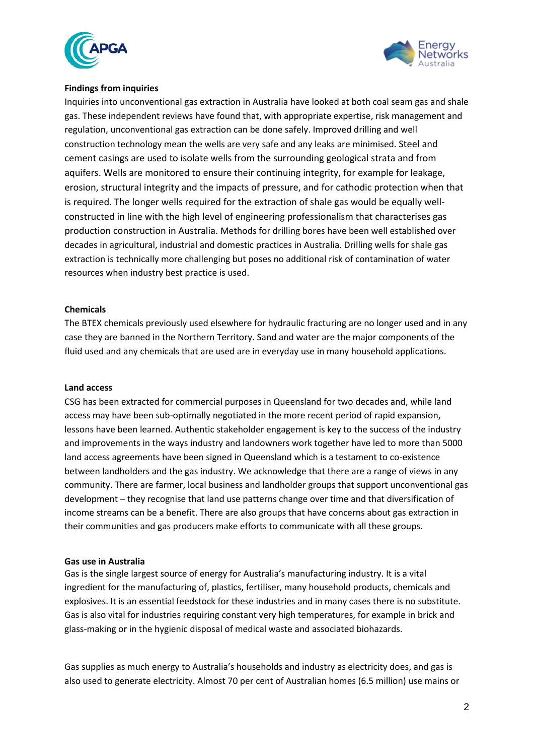**Findings from inquiries**

Inquiries into unconventional gas extraction in Australia have looked at both coal seam gas and shale gas. These independent reviews have found that, with appropriate expertise, risk management and regulation, unconventional gas extraction can be done safely. Improved drilling and well construction technology mean the wells are very safe and any leaks are minimised. Steel and cement casings are used to isolate wells from the surrounding geological strata and from aquifers. Wells are monitored to ensure their continuing integrity, for example for leakage, erosion, structural integrity and the impacts of pressure, and for cathodic protection when that is required. The longer wells required for the extraction of shale gas would be equally well-constructed in line with the high level of engineering professionalism that characterises gas production construction in Australia. Methods for drilling bores have been well established over decades in agricultural, industrial and domestic practices in Australia. Drilling wells for shale gas extraction is technically more challenging but poses no additional risk of contamination of water resources when industry best practice is used.

**Chemicals**

The BTEX chemicals previously used elsewhere for hydraulic fracturing are no longer used and in any case they are banned in the Northern Territory. Sand and water are the major components of the fluid used and any chemicals that are used are in everyday use in many household applications.

**Land access**

CSG has been extracted for commercial purposes in Queensland for two decades and, while land access may have been sub-optimally negotiated in the more recent period of rapid expansion, lessons have been learned. Authentic stakeholder engagement is key to the success of the industry and improvements in the ways industry and landowners work together have led to more than 5000 land access agreements have been signed in Queensland which is a testament to co-existence between landholders and the gas industry. We acknowledge that there are a range of views in any community. There are farmer, local business and landholder groups that support unconventional gas development – they recognise that land use patterns change over time and that diversification of income streams can be a benefit. There are also groups that have concerns about gas extraction in their communities and gas producers make efforts to communicate with all these groups.

**Gas use in Australia**

Gas is the single largest source of energy for Australia's manufacturing industry. It is a vital ingredient for the manufacturing of, plastics, fertiliser, many household products, chemicals and explosives. It is an essential feedstock for these industries and in many cases there is no substitute. Gas is also vital for industries requiring constant very high temperatures, for example in brick and glass-making or in the hygienic disposal of medical waste and associated biohazards.

Gas supplies as much energy to Australia's households and industry as electricity does, and gas is also used to generate electricity. Almost 70 per cent of Australian homes (6.5 million) use mains or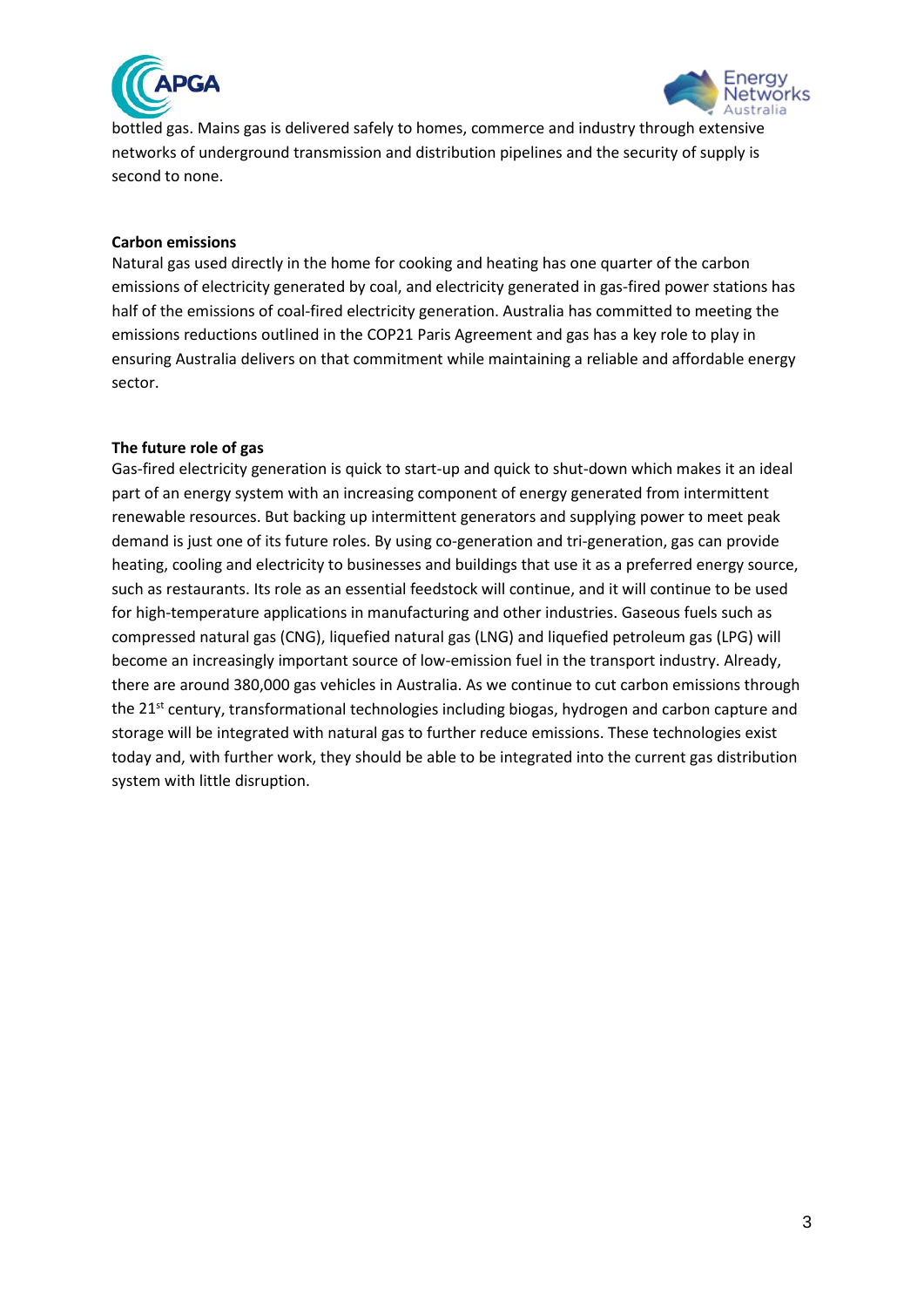bottled gas. Mains gas is delivered safely to homes, commerce and industry through extensive networks of underground transmission and distribution pipelines and the security of supply is second to none.

**Carbon emissions**

Natural gas used directly in the home for cooking and heating has one quarter of the carbon emissions of electricity generated by coal, and electricity generated in gas-fired power stations has half of the emissions of coal-fired electricity generation. Australia has committed to meeting the emissions reductions outlined in the COP21 Paris Agreement and gas has a key role to play in ensuring Australia delivers on that commitment while maintaining a reliable and affordable energy sector.

**The future role of gas**

Gas-fired electricity generation is quick to start-up and quick to shut-down which makes it an ideal part of an energy system with an increasing component of energy generated from intermittent renewable resources. But backing up intermittent generators and supplying power to meet peak demand is just one of its future roles. By using co-generation and tri-generation, gas can provide heating, cooling and electricity to businesses and buildings that use it as a preferred energy source, such as restaurants. Its role as an essential feedstock will continue, and it will continue to be used for high-temperature applications in manufacturing and other industries. Gaseous fuels such as compressed natural gas (CNG), liquefied natural gas (LNG) and liquefied petroleum gas (LPG) will become an increasingly important source of low-emission fuel in the transport industry. Already, there are around 380,000 gas vehicles in Australia. As we continue to cut carbon emissions through the 21st century, transformational technologies including biogas, hydrogen and carbon capture and storage will be integrated with natural gas to further reduce emissions. These technologies exist today and, with further work, they should be able to be integrated into the current gas distribution system with little disruption.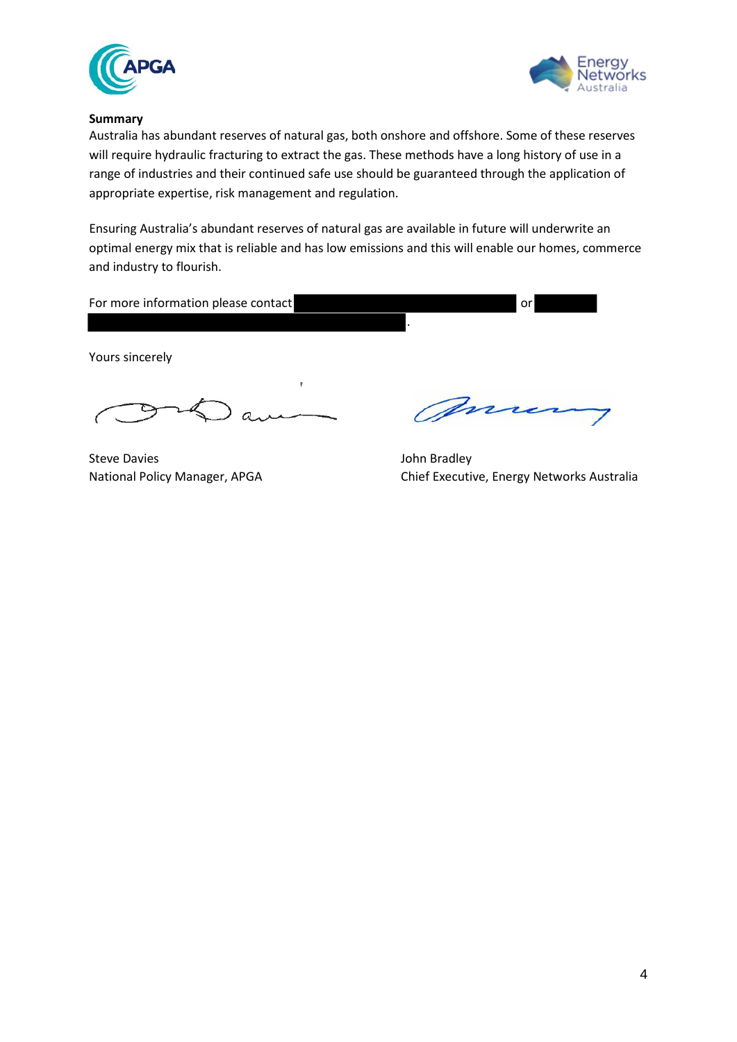**Summary**

Australia has abundant reserves of natural gas, both onshore and offshore. Some of these reserves will require hydraulic fracturing to extract the gas. These methods have a long history of use in a range of industries and their continued safe use should be guaranteed through the application of appropriate expertise, risk management and regulation.

Ensuring Australia's abundant reserves of natural gas are available in future will underwrite an optimal energy mix that is reliable and has low emissions and this will enable our homes, commerce and industry to flourish.

For more information please contact [redacted] or [redacted] [redacted].

Yours sincerely

Steve Davies
National Policy Manager, APGA

John Bradley
Chief Executive, Energy Networks Australia